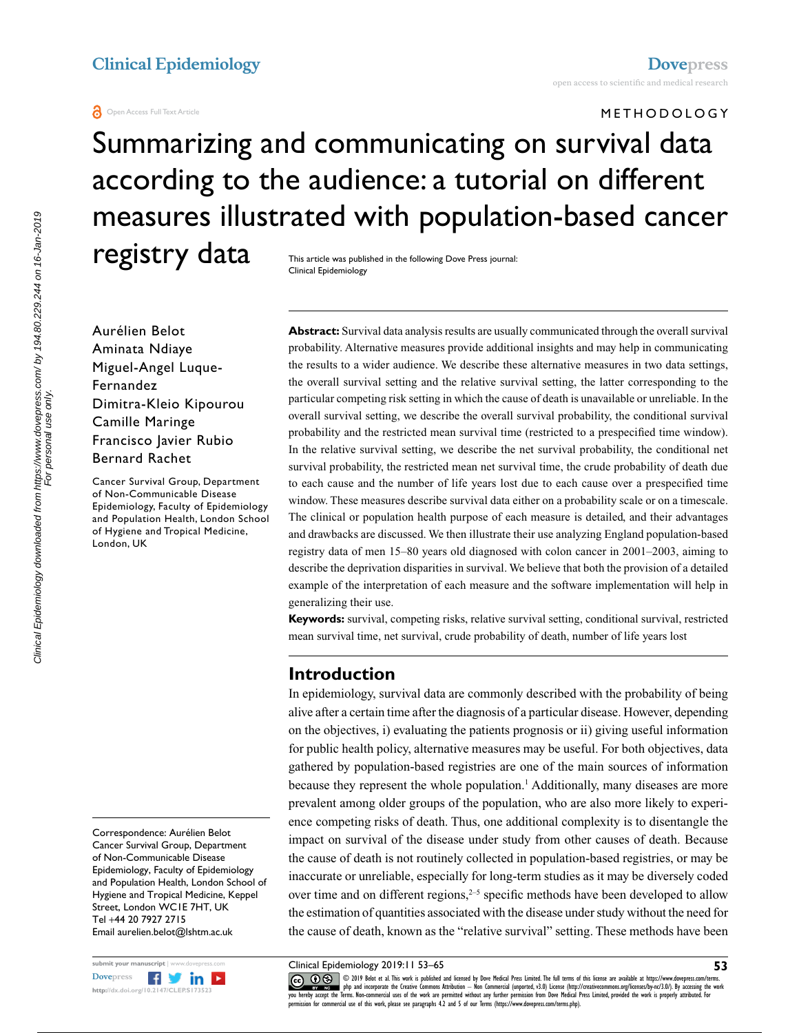METHODOLOGY

# Summarizing and communicating on survival data according to the audience: a tutorial on different measures illustrated with population-based cancer registry data

This article was published in the following Dove Press journal: Clinical Epidemiology

Aurélien Belot
Aminata Ndiaye
Miguel-Angel Luque-Fernandez
Dimitra-Kleio Kipourou
Camille Maringe
Francisco Javier Rubio
Bernard Rachet

Cancer Survival Group, Department of Non-Communicable Disease Epidemiology, Faculty of Epidemiology and Population Health, London School of Hygiene and Tropical Medicine, London, UK

Correspondence: Aurélien Belot
Cancer Survival Group, Department of Non-Communicable Disease Epidemiology, Faculty of Epidemiology and Population Health, London School of Hygiene and Tropical Medicine, Keppel Street, London WC1E 7HT, UK
Tel +44 20 7927 2715
Email aurelien.belot@lshtm.ac.uk

**Abstract:** Survival data analysis results are usually communicated through the overall survival probability. Alternative measures provide additional insights and may help in communicating the results to a wider audience. We describe these alternative measures in two data settings, the overall survival setting and the relative survival setting, the latter corresponding to the particular competing risk setting in which the cause of death is unavailable or unreliable. In the overall survival setting, we describe the overall survival probability, the conditional survival probability and the restricted mean survival time (restricted to a prespecified time window). In the relative survival setting, we describe the net survival probability, the conditional net survival probability, the restricted mean net survival time, the crude probability of death due to each cause and the number of life years lost due to each cause over a prespecified time window. These measures describe survival data either on a probability scale or on a timescale. The clinical or population health purpose of each measure is detailed, and their advantages and drawbacks are discussed. We then illustrate their use analyzing England population-based registry data of men 15–80 years old diagnosed with colon cancer in 2001–2003, aiming to describe the deprivation disparities in survival. We believe that both the provision of a detailed example of the interpretation of each measure and the software implementation will help in generalizing their use.

**Keywords:** survival, competing risks, relative survival setting, conditional survival, restricted mean survival time, net survival, crude probability of death, number of life years lost

## Introduction

In epidemiology, survival data are commonly described with the probability of being alive after a certain time after the diagnosis of a particular disease. However, depending on the objectives, i) evaluating the patients prognosis or ii) giving useful information for public health policy, alternative measures may be useful. For both objectives, data gathered by population-based registries are one of the main sources of information because they represent the whole population.[1] Additionally, many diseases are more prevalent among older groups of the population, who are also more likely to experience competing risks of death. Thus, one additional complexity is to disentangle the impact on survival of the disease under study from other causes of death. Because the cause of death is not routinely collected in population-based registries, or may be inaccurate or unreliable, especially for long-term studies as it may be diversely coded over time and on different regions,[2–5] specific methods have been developed to allow the estimation of quantities associated with the disease under study without the need for the cause of death, known as the "relative survival" setting. These methods have been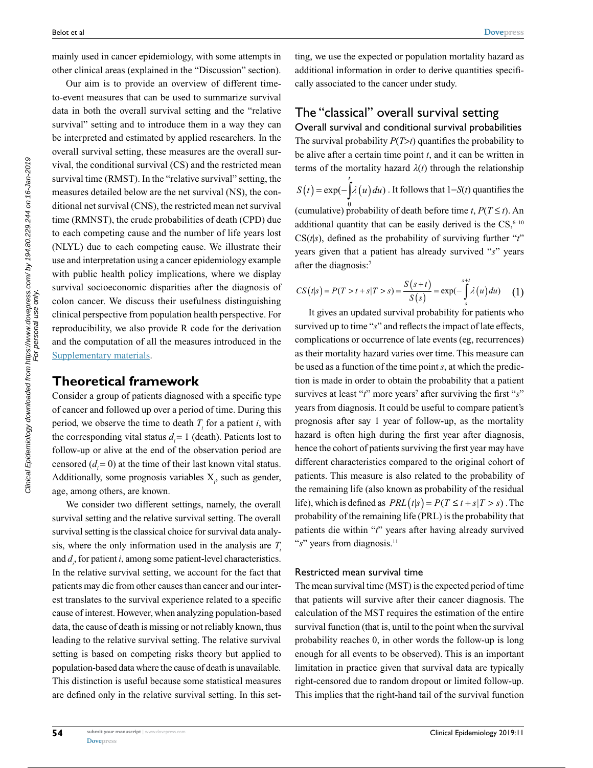mainly used in cancer epidemiology, with some attempts in other clinical areas (explained in the "Discussion" section).

Our aim is to provide an overview of different time-to-event measures that can be used to summarize survival data in both the overall survival setting and the "relative survival" setting and to introduce them in a way they can be interpreted and estimated by applied researchers. In the overall survival setting, these measures are the overall survival, the conditional survival (CS) and the restricted mean survival time (RMST). In the "relative survival" setting, the measures detailed below are the net survival (NS), the conditional net survival (CNS), the restricted mean net survival time (RMNST), the crude probabilities of death (CPD) due to each competing cause and the number of life years lost (NLYL) due to each competing cause. We illustrate their use and interpretation using a cancer epidemiology example with public health policy implications, where we display survival socioeconomic disparities after the diagnosis of colon cancer. We discuss their usefulness distinguishing clinical perspective from population health perspective. For reproducibility, we also provide R code for the derivation and the computation of all the measures introduced in the Supplementary materials.

# Theoretical framework

Consider a group of patients diagnosed with a specific type of cancer and followed up over a period of time. During this period, we observe the time to death $T_i$ for a patient $i$, with the corresponding vital status $d_i = 1$ (death). Patients lost to follow-up or alive at the end of the observation period are censored ($d_i = 0$) at the time of their last known vital status. Additionally, some prognosis variables $X_i$, such as gender, age, among others, are known.

We consider two different settings, namely, the overall survival setting and the relative survival setting. The overall survival setting is the classical choice for survival data analysis, where the only information used in the analysis are $T_i$ and $d_i$, for patient $i$, among some patient-level characteristics. In the relative survival setting, we account for the fact that patients may die from other causes than cancer and our interest translates to the survival experience related to a specific cause of interest. However, when analyzing population-based data, the cause of death is missing or not reliably known, thus leading to the relative survival setting. The relative survival setting is based on competing risks theory but applied to population-based data where the cause of death is unavailable. This distinction is useful because some statistical measures are defined only in the relative survival setting. In this setting, we use the expected or population mortality hazard as additional information in order to derive quantities specifically associated to the cancer under study.

## The "classical" overall survival setting

### Overall survival and conditional survival probabilities

The survival probability $P(T>t)$ quantifies the probability to be alive after a certain time point $t$, and it can be written in terms of the mortality hazard $\lambda(t)$ through the relationship $S(t) = \exp(-\int_0^t \lambda(u)\,du)$. It follows that $1-S(t)$ quantifies the (cumulative) probability of death before time $t$, $P(T \le t)$. An additional quantity that can be easily derived is the CS,[6–10] $CS(t|s)$, defined as the probability of surviving further "$t$" years given that a patient has already survived "$s$" years after the diagnosis:[7]

$$CS(t|s) = P(T > t+s \mid T > s) = \frac{S(s+t)}{S(s)} = \exp(-\int_s^{s+t} \lambda(u)\,du) \quad (1)$$

It gives an updated survival probability for patients who survived up to time "$s$" and reflects the impact of late effects, complications or occurrence of late events (eg, recurrences) as their mortality hazard varies over time. This measure can be used as a function of the time point $s$, at which the prediction is made in order to obtain the probability that a patient survives at least "$t$" more years[7] after surviving the first "$s$" years from diagnosis. It could be useful to compare patient's prognosis after say 1 year of follow-up, as the mortality hazard is often high during the first year after diagnosis, hence the cohort of patients surviving the first year may have different characteristics compared to the original cohort of patients. This measure is also related to the probability of the remaining life (also known as probability of the residual life), which is defined as $PRL(t|s) = P(T \le t+s \mid T > s)$. The probability of the remaining life (PRL) is the probability that patients die within "$t$" years after having already survived "$s$" years from diagnosis.[11]

### Restricted mean survival time

The mean survival time (MST) is the expected period of time that patients will survive after their cancer diagnosis. The calculation of the MST requires the estimation of the entire survival function (that is, until to the point when the survival probability reaches 0, in other words the follow-up is long enough for all events to be observed). This is an important limitation in practice given that survival data are typically right-censored due to random dropout or limited follow-up. This implies that the right-hand tail of the survival function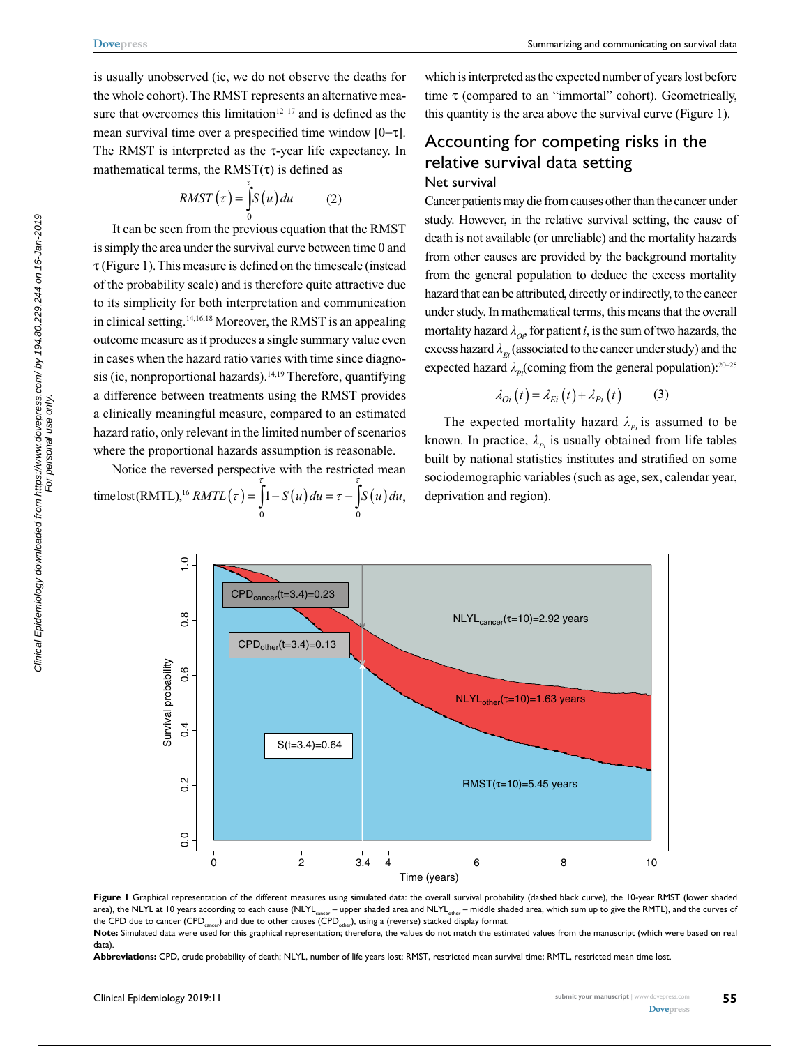is usually unobserved (ie, we do not observe the deaths for the whole cohort). The RMST represents an alternative measure that overcomes this limitation[12–17] and is defined as the mean survival time over a prespecified time window [0–τ]. The RMST is interpreted as the τ-year life expectancy. In mathematical terms, the RMST(τ) is defined as

$$RMST(\tau) = \int_0^\tau S(u)\,du \qquad (2)$$

It can be seen from the previous equation that the RMST is simply the area under the survival curve between time 0 and τ (Figure 1). This measure is defined on the timescale (instead of the probability scale) and is therefore quite attractive due to its simplicity for both interpretation and communication in clinical setting.[14,16,18] Moreover, the RMST is an appealing outcome measure as it produces a single summary value even in cases when the hazard ratio varies with time since diagnosis (ie, nonproportional hazards).[14,19] Therefore, quantifying a difference between treatments using the RMST provides a clinically meaningful measure, compared to an estimated hazard ratio, only relevant in the limited number of scenarios where the proportional hazards assumption is reasonable.

Notice the reversed perspective with the restricted mean time lost (RMTL),[16] $RMTL(\tau) = \int_0^\tau 1 - S(u)\,du = \tau - \int_0^\tau S(u)\,du$, which is interpreted as the expected number of years lost before time τ (compared to an "immortal" cohort). Geometrically, this quantity is the area above the survival curve (Figure 1).

## Accounting for competing risks in the relative survival data setting

### Net survival

Cancer patients may die from causes other than the cancer under study. However, in the relative survival setting, the cause of death is not available (or unreliable) and the mortality hazards from other causes are provided by the background mortality from the general population to deduce the excess mortality hazard that can be attributed, directly or indirectly, to the cancer under study. In mathematical terms, this means that the overall mortality hazard $\lambda_{Oi}$, for patient $i$, is the sum of two hazards, the excess hazard $\lambda_{Ei}$ (associated to the cancer under study) and the expected hazard $\lambda_{Pi}$(coming from the general population):[20–25]

$$\lambda_{Oi}(t) = \lambda_{Ei}(t) + \lambda_{Pi}(t) \qquad (3)$$

The expected mortality hazard $\lambda_{Pi}$ is assumed to be known. In practice, $\lambda_{Pi}$ is usually obtained from life tables built by national statistics institutes and stratified on some sociodemographic variables (such as age, sex, calendar year, deprivation and region).

**Figure 1** Graphical representation of the different measures using simulated data: the overall survival probability (dashed black curve), the 10-year RMST (lower shaded area), the NLYL at 10 years according to each cause ($NLYL_{cancer}$ – upper shaded area and $NLYL_{other}$ – middle shaded area, which sum up to give the RMTL), and the curves of the CPD due to cancer ($CPD_{cancer}$) and due to other causes ($CPD_{other}$), using a (reverse) stacked display format.

**Note:** Simulated data were used for this graphical representation; therefore, the values do not match the estimated values from the manuscript (which were based on real data).

**Abbreviations:** CPD, crude probability of death; NLYL, number of life years lost; RMST, restricted mean survival time; RMTL, restricted mean time lost.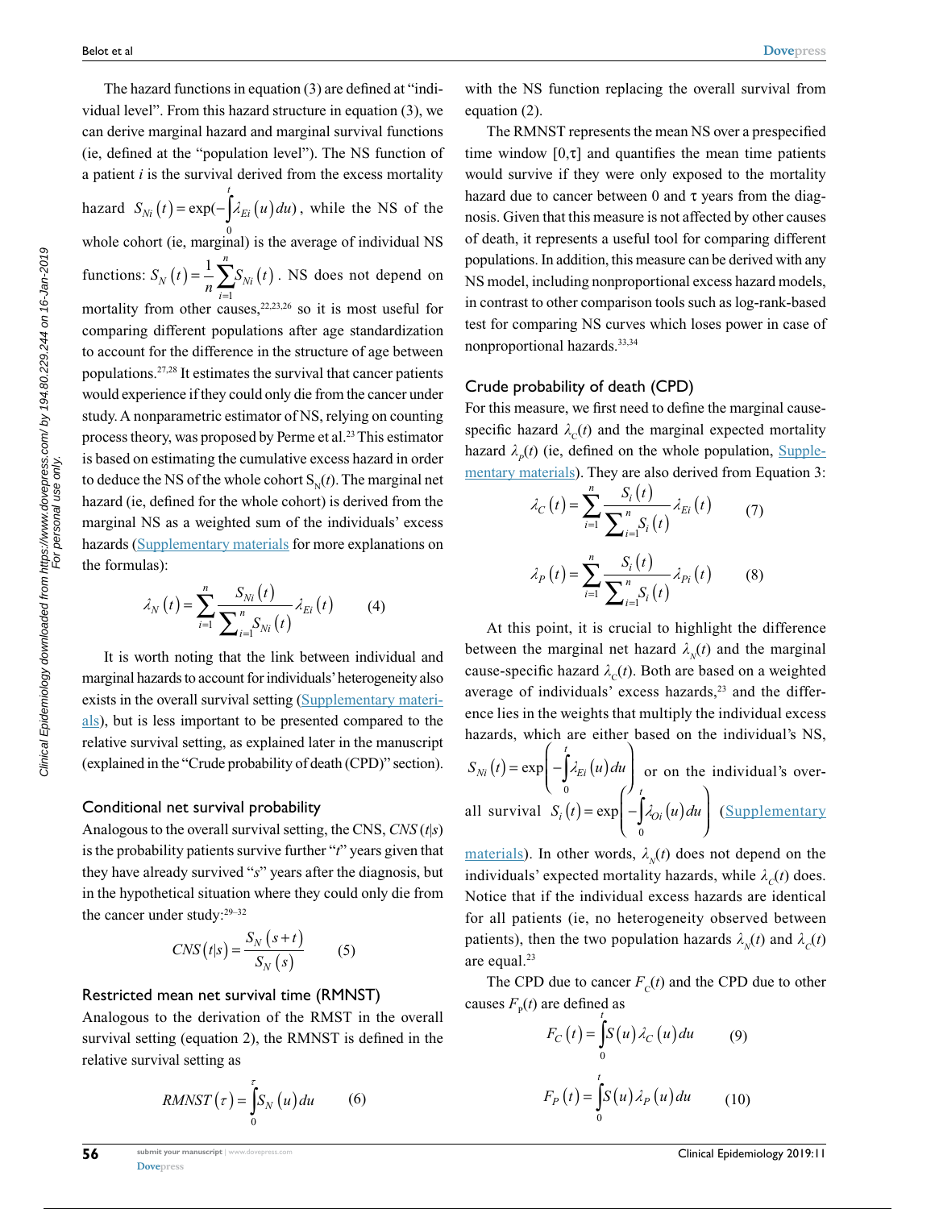The hazard functions in equation (3) are defined at "individual level". From this hazard structure in equation (3), we can derive marginal hazard and marginal survival functions (ie, defined at the "population level"). The NS function of a patient $i$ is the survival derived from the excess mortality hazard $S_{Ni}(t) = \exp(-\int_0^t \lambda_{Ei}(u)\,du)$, while the NS of the whole cohort (ie, marginal) is the average of individual NS functions: $S_N(t) = \frac{1}{n}\sum_{i=1}^{n} S_{Ni}(t)$. NS does not depend on mortality from other causes,[22,23,26] so it is most useful for comparing different populations after age standardization to account for the difference in the structure of age between populations.[27,28] It estimates the survival that cancer patients would experience if they could only die from the cancer under study. A nonparametric estimator of NS, relying on counting process theory, was proposed by Perme et al.[23] This estimator is based on estimating the cumulative excess hazard in order to deduce the NS of the whole cohort $S_N(t)$. The marginal net hazard (ie, defined for the whole cohort) is derived from the marginal NS as a weighted sum of the individuals' excess hazards (Supplementary materials for more explanations on the formulas):

$$\lambda_N(t) = \sum_{i=1}^{n} \frac{S_{Ni}(t)}{\sum_{i=1}^{n} S_{Ni}(t)} \lambda_{Ei}(t) \qquad (4)$$

It is worth noting that the link between individual and marginal hazards to account for individuals' heterogeneity also exists in the overall survival setting (Supplementary materials), but is less important to be presented compared to the relative survival setting, as explained later in the manuscript (explained in the "Crude probability of death (CPD)" section).

### Conditional net survival probability

Analogous to the overall survival setting, the CNS, $CNS(t|s)$ is the probability patients survive further "$t$" years given that they have already survived "$s$" years after the diagnosis, but in the hypothetical situation where they could only die from the cancer under study:[29–32]

$$CNS(t|s) = \frac{S_N(s+t)}{S_N(s)} \qquad (5)$$

### Restricted mean net survival time (RMNST)

Analogous to the derivation of the RMST in the overall survival setting (equation 2), the RMNST is defined in the relative survival setting as

$$RMNST(\tau) = \int_0^{\tau} S_N(u)\,du \qquad (6)$$

with the NS function replacing the overall survival from equation (2).

The RMNST represents the mean NS over a prespecified time window $[0,\tau]$ and quantifies the mean time patients would survive if they were only exposed to the mortality hazard due to cancer between 0 and $\tau$ years from the diagnosis. Given that this measure is not affected by other causes of death, it represents a useful tool for comparing different populations. In addition, this measure can be derived with any NS model, including nonproportional excess hazard models, in contrast to other comparison tools such as log-rank-based test for comparing NS curves which loses power in case of nonproportional hazards.[33,34]

### Crude probability of death (CPD)

For this measure, we first need to define the marginal cause-specific hazard $\lambda_C(t)$ and the marginal expected mortality hazard $\lambda_P(t)$ (ie, defined on the whole population, Supplementary materials). They are also derived from Equation 3:

$$\lambda_C(t) = \sum_{i=1}^{n} \frac{S_i(t)}{\sum_{i=1}^{n} S_i(t)} \lambda_{Ei}(t) \qquad (7)$$

$$\lambda_P(t) = \sum_{i=1}^{n} \frac{S_i(t)}{\sum_{i=1}^{n} S_i(t)} \lambda_{Pi}(t) \qquad (8)$$

At this point, it is crucial to highlight the difference between the marginal net hazard $\lambda_N(t)$ and the marginal cause-specific hazard $\lambda_C(t)$. Both are based on a weighted average of individuals' excess hazards,[23] and the difference lies in the weights that multiply the individual excess hazards, which are either based on the individual's NS, $S_{Ni}(t) = \exp\left(-\int_0^t \lambda_{Ei}(u)\,du\right)$ or on the individual's overall survival $S_i(t) = \exp\left(-\int_0^t \lambda_{Oi}(u)\,du\right)$ (Supplementary materials). In other words, $\lambda_N(t)$ does not depend on the individuals' expected mortality hazards, while $\lambda_C(t)$ does. Notice that if the individual excess hazards are identical for all patients (ie, no heterogeneity observed between patients), then the two population hazards $\lambda_N(t)$ and $\lambda_C(t)$ are equal.[23]

The CPD due to cancer $F_C(t)$ and the CPD due to other causes $F_P(t)$ are defined as

$$F_C(t) = \int_0^t S(u)\lambda_C(u)\,du \qquad (9)$$

$$F_P(t) = \int_0^t S(u)\lambda_P(u)\,du \qquad (10)$$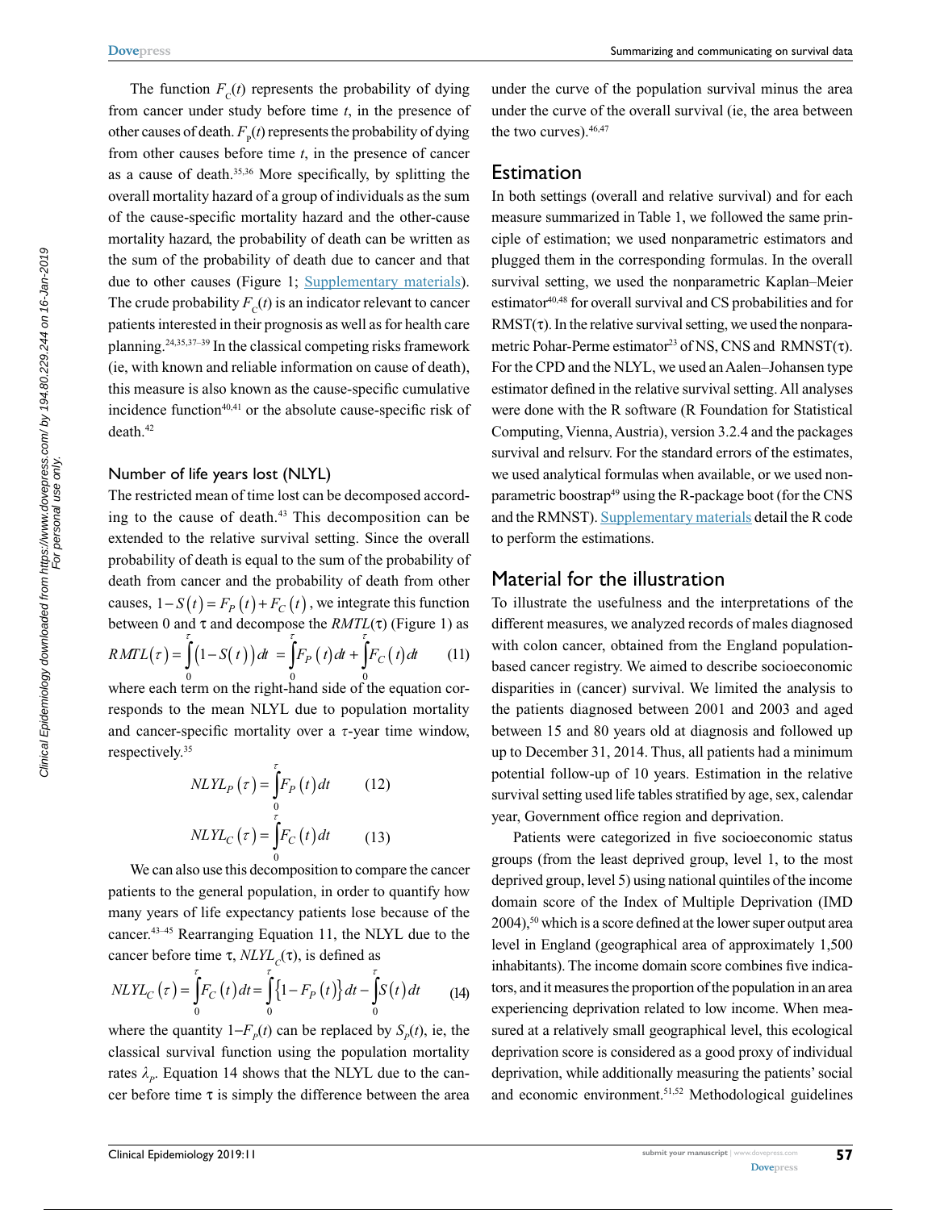The function $F_C(t)$ represents the probability of dying from cancer under study before time $t$, in the presence of other causes of death. $F_P(t)$ represents the probability of dying from other causes before time $t$, in the presence of cancer as a cause of death.[35,36] More specifically, by splitting the overall mortality hazard of a group of individuals as the sum of the cause-specific mortality hazard and the other-cause mortality hazard, the probability of death can be written as the sum of the probability of death due to cancer and that due to other causes (Figure 1; Supplementary materials). The crude probability $F_C(t)$ is an indicator relevant to cancer patients interested in their prognosis as well as for health care planning.[24,35,37–39] In the classical competing risks framework (ie, with known and reliable information on cause of death), this measure is also known as the cause-specific cumulative incidence function[40,41] or the absolute cause-specific risk of death.[42]

### Number of life years lost (NLYL)

The restricted mean of time lost can be decomposed according to the cause of death.[43] This decomposition can be extended to the relative survival setting. Since the overall probability of death is equal to the sum of the probability of death from cancer and the probability of death from other causes, $1-S(t)=F_P(t)+F_C(t)$, we integrate this function between 0 and $\tau$ and decompose the $RMTL(\tau)$ (Figure 1) as

$$RMTL(\tau)=\int_0^{\tau}\left(1-S(t)\right)dt=\int_0^{\tau}F_P(t)\,dt+\int_0^{\tau}F_C(t)\,dt \qquad (11)$$

where each term on the right-hand side of the equation corresponds to the mean NLYL due to population mortality and cancer-specific mortality over a $\tau$-year time window, respectively.[35]

$$NLYL_P(\tau)=\int_0^{\tau}F_P(t)\,dt \qquad (12)$$

$$NLYL_C(\tau)=\int_0^{\tau}F_C(t)\,dt \qquad (13)$$

We can also use this decomposition to compare the cancer patients to the general population, in order to quantify how many years of life expectancy patients lose because of the cancer.[43–45] Rearranging Equation 11, the NLYL due to the cancer before time $\tau$, $NLYL_C(\tau)$, is defined as

$$NLYL_C(\tau)=\int_0^{\tau}F_C(t)\,dt=\int_0^{\tau}\left\{1-F_P(t)\right\}dt-\int_0^{\tau}S(t)\,dt \qquad (14)$$

where the quantity $1-F_P(t)$ can be replaced by $S_P(t)$, ie, the classical survival function using the population mortality rates $\lambda_P$. Equation 14 shows that the NLYL due to the cancer before time $\tau$ is simply the difference between the area under the curve of the population survival minus the area under the curve of the overall survival (ie, the area between the two curves).[46,47]

## Estimation

In both settings (overall and relative survival) and for each measure summarized in Table 1, we followed the same principle of estimation; we used nonparametric estimators and plugged them in the corresponding formulas. In the overall survival setting, we used the nonparametric Kaplan–Meier estimator[40,48] for overall survival and CS probabilities and for $RMST(\tau)$. In the relative survival setting, we used the nonparametric Pohar-Perme estimator[23] of NS, CNS and $RMNST(\tau)$. For the CPD and the NLYL, we used an Aalen–Johansen type estimator defined in the relative survival setting. All analyses were done with the R software (R Foundation for Statistical Computing, Vienna, Austria), version 3.2.4 and the packages survival and relsurv. For the standard errors of the estimates, we used analytical formulas when available, or we used nonparametric boostrap[49] using the R-package boot (for the CNS and the RMNST). Supplementary materials detail the R code to perform the estimations.

## Material for the illustration

To illustrate the usefulness and the interpretations of the different measures, we analyzed records of males diagnosed with colon cancer, obtained from the England population-based cancer registry. We aimed to describe socioeconomic disparities in (cancer) survival. We limited the analysis to the patients diagnosed between 2001 and 2003 and aged between 15 and 80 years old at diagnosis and followed up up to December 31, 2014. Thus, all patients had a minimum potential follow-up of 10 years. Estimation in the relative survival setting used life tables stratified by age, sex, calendar year, Government office region and deprivation.

Patients were categorized in five socioeconomic status groups (from the least deprived group, level 1, to the most deprived group, level 5) using national quintiles of the income domain score of the Index of Multiple Deprivation (IMD 2004),[50] which is a score defined at the lower super output area level in England (geographical area of approximately 1,500 inhabitants). The income domain score combines five indicators, and it measures the proportion of the population in an area experiencing deprivation related to low income. When measured at a relatively small geographical level, this ecological deprivation score is considered as a good proxy of individual deprivation, while additionally measuring the patients' social and economic environment.[51,52] Methodological guidelines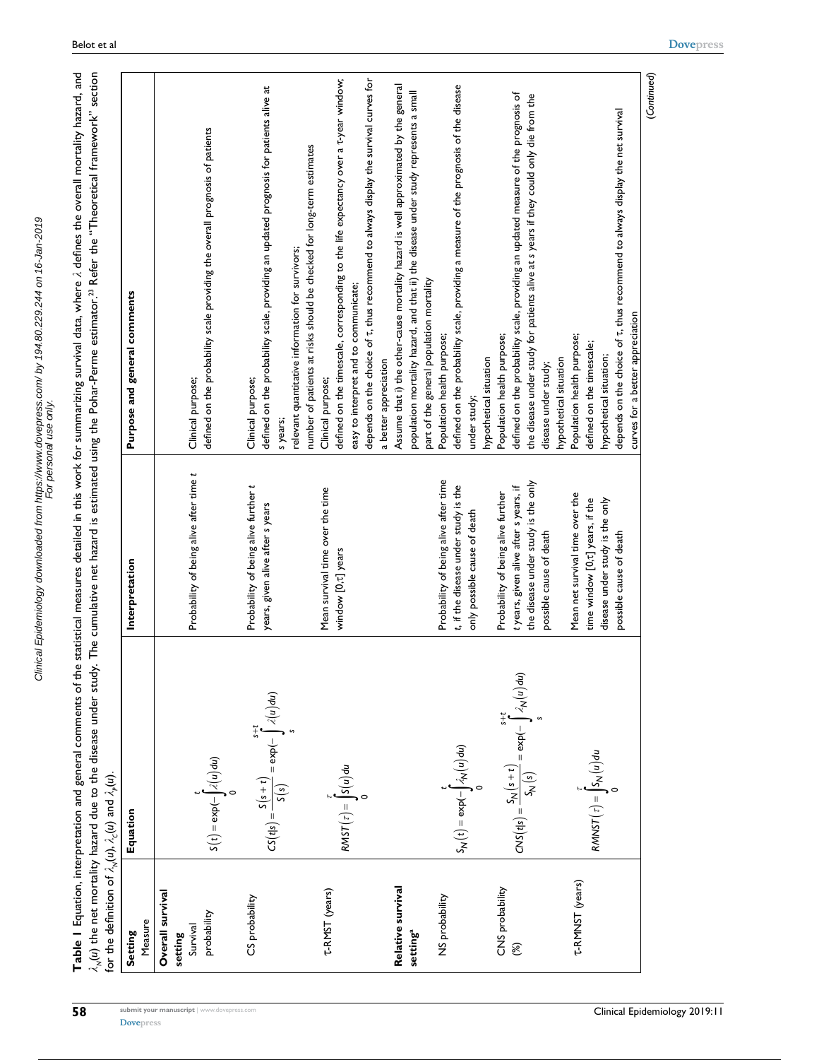**Table 1** Equation, interpretation and general comments of the statistical measures detailed in this work for summarizing survival data, where $\lambda$ defines the overall mortality hazard, and $\lambda_N(u)$ the net mortality hazard due to the disease under study. The cumulative net hazard is estimated using the Pohar-Perme estimator.[23] Refer the "Theoretical framework" section for the definition of $\lambda_N(u)$, $\lambda_c(u)$ and $\lambda_p(u)$.

| Setting / Measure | Equation | Interpretation | Purpose and general comments |
|---|---|---|---|
| **Overall survival setting** | | | |
| Survival probability | $S(t) = \exp(-\int_0^t \lambda(u)du)$ | Probability of being alive after time $t$ | Clinical purpose; defined on the probability scale providing the overall prognosis of patients |
| CS probability | $CS(t\|s) = \frac{S(s+t)}{S(s)} = \exp(-\int_s^{s+t} \lambda(u)du)$ | Probability of being alive further $t$ years, given alive after $s$ years | Clinical purpose; defined on the probability scale, providing an updated prognosis for patients alive at $s$ years; relevant quantitative information for survivors; number of patients at risks should be checked for long-term estimates |
| $\tau$-RMST (years) | $RMST(\tau) = \int_0^\tau S(u)du$ | Mean survival time over the time window $[0;\tau]$ years | Clinical purpose; defined on the timescale, corresponding to the life expectancy over a $\tau$-year window; easy to interpret and to communicate; depends on the choice of $\tau$, thus recommend to always display the survival curves for a better appreciation |
| **Relative survival setting**[a] | | | Assume that i) the other-cause mortality hazard is well approximated by the general population mortality hazard, and that ii) the disease under study represents a small part of the general population mortality |
| NS probability | $S_N(t) = \exp(-\int_0^t \lambda_N(u)du)$ | Probability of being alive after time $t$, if the disease under study is the only possible cause of death | Population health purpose; defined on the probability scale, providing a measure of the prognosis of the disease under study; hypothetical situation |
| CNS probability (%) | $CNS(t\|s) = \frac{S_N(s+t)}{S_N(s)} = \exp(-\int_s^{s+t} \lambda_N(u)du)$ | Probability of being alive further $t$ years, given alive after $s$ years, if the disease under study is the only possible cause of death | Population health purpose; defined on the probability scale, providing an updated measure of the prognosis of the disease under study for patients alive at $s$ years if they could only die from the disease under study; hypothetical situation |
| $\tau$-RMNST (years) | $RMNST(\tau) = \int_0^\tau S_N(u)du$ | Mean net survival time over the time window $[0;\tau]$ years, if the disease under study is the only possible cause of death | Population health purpose; defined on the timescale; hypothetical situation; depends on the choice of $\tau$, thus recommend to always display the net survival curves for a better appreciation |

(Continued)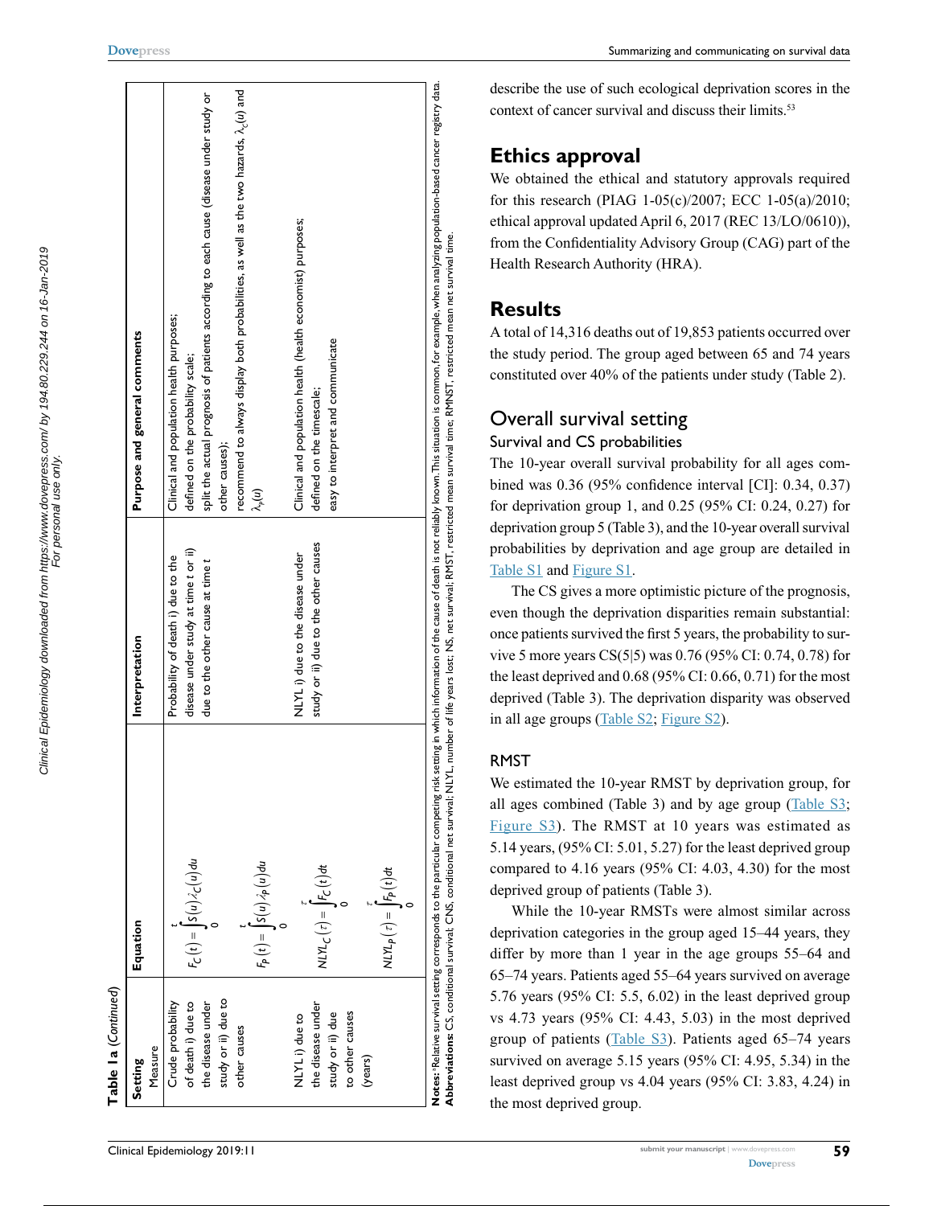**Table 1a** (*Continued*)

| Setting<br>Measure | Equation | Interpretation | Purpose and general comments |
|---|---|---|---|
| Crude probability of death i) due to the disease under study or ii) due to other causes | $F_C(t) = \int_0^t S(u)\lambda_C(u)du$<br><br>$F_P(t) = \int_0^t S(u)\lambda_P(u)du$ | Probability of death i) due to the disease under study at time *t* or ii) due to the other cause at time *t* | Clinical and population health purposes; defined on the probability scale; split the actual prognosis of patients according to each cause (disease under study or other causes); recommend to always display both probabilities, as well as the two hazards, $\lambda_C(u)$ and $\lambda_P(u)$ |
| NLYL i) due to the disease under study or ii) due to other causes (years) | $NLYL_C(\tau) = \int_0^{\tau} F_C(t)dt$<br><br>$NLYL_P(\tau) = \int_0^{\tau} F_P(t)dt$ | NLYL i) due to the disease under study or ii) due to the other causes | Clinical and population health (health economist) purposes; defined on the timescale; easy to interpret and communicate |

**Notes:** [a]Relative survival setting corresponds to the particular competing risk setting in which information of the cause of death is not reliably known. This situation is common, for example, when analyzing population-based cancer registry data.
**Abbreviations:** CS, conditional survival; CNS, conditional net survival; NLYL, number of life years lost; NS, net survival; RMST, restricted mean survival time; RMNST, restricted mean net survival time.

describe the use of such ecological deprivation scores in the context of cancer survival and discuss their limits.[53]

## Ethics approval

We obtained the ethical and statutory approvals required for this research (PIAG 1-05(c)/2007; ECC 1-05(a)/2010; ethical approval updated April 6, 2017 (REC 13/LO/0610)), from the Confidentiality Advisory Group (CAG) part of the Health Research Authority (HRA).

## Results

A total of 14,316 deaths out of 19,853 patients occurred over the study period. The group aged between 65 and 74 years constituted over 40% of the patients under study (Table 2).

## Overall survival setting

### Survival and CS probabilities

The 10-year overall survival probability for all ages combined was 0.36 (95% confidence interval [CI]: 0.34, 0.37) for deprivation group 1, and 0.25 (95% CI: 0.24, 0.27) for deprivation group 5 (Table 3), and the 10-year overall survival probabilities by deprivation and age group are detailed in Table S1 and Figure S1.

The CS gives a more optimistic picture of the prognosis, even though the deprivation disparities remain substantial: once patients survived the first 5 years, the probability to survive 5 more years CS(5|5) was 0.76 (95% CI: 0.74, 0.78) for the least deprived and 0.68 (95% CI: 0.66, 0.71) for the most deprived (Table 3). The deprivation disparity was observed in all age groups (Table S2; Figure S2).

### RMST

We estimated the 10-year RMST by deprivation group, for all ages combined (Table 3) and by age group (Table S3; Figure S3). The RMST at 10 years was estimated as 5.14 years, (95% CI: 5.01, 5.27) for the least deprived group compared to 4.16 years (95% CI: 4.03, 4.30) for the most deprived group of patients (Table 3).

While the 10-year RMSTs were almost similar across deprivation categories in the group aged 15–44 years, they differ by more than 1 year in the age groups 55–64 and 65–74 years. Patients aged 55–64 years survived on average 5.76 years (95% CI: 5.5, 6.02) in the least deprived group vs 4.73 years (95% CI: 4.43, 5.03) in the most deprived group of patients (Table S3). Patients aged 65–74 years survived on average 5.15 years (95% CI: 4.95, 5.34) in the least deprived group vs 4.04 years (95% CI: 3.83, 4.24) in the most deprived group.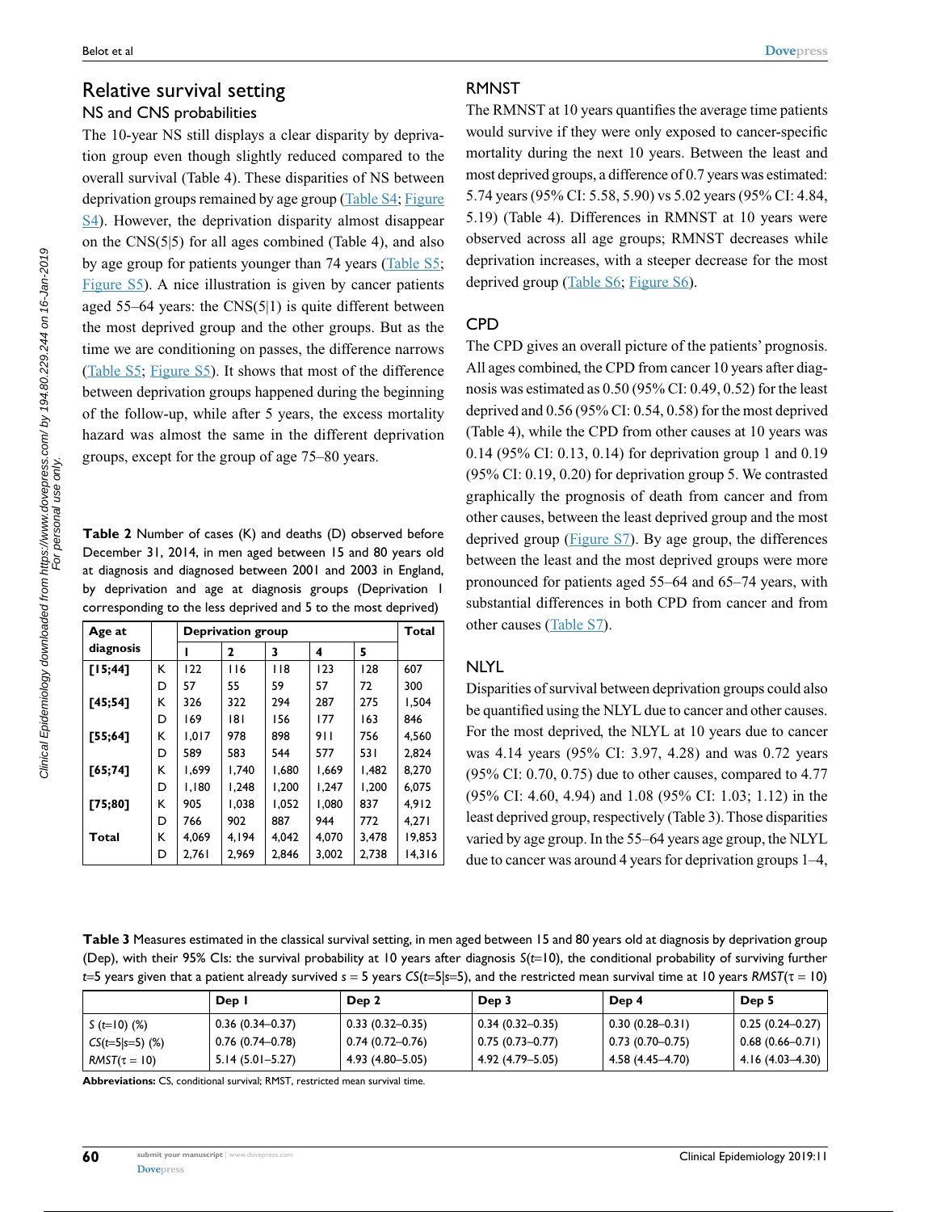## Relative survival setting

### NS and CNS probabilities

The 10-year NS still displays a clear disparity by deprivation group even though slightly reduced compared to the overall survival (Table 4). These disparities of NS between deprivation groups remained by age group (Table S4; Figure S4). However, the deprivation disparity almost disappear on the CNS(5|5) for all ages combined (Table 4), and also by age group for patients younger than 74 years (Table S5; Figure S5). A nice illustration is given by cancer patients aged 55–64 years: the CNS(5|1) is quite different between the most deprived group and the other groups. But as the time we are conditioning on passes, the difference narrows (Table S5; Figure S5). It shows that most of the difference between deprivation groups happened during the beginning of the follow-up, while after 5 years, the excess mortality hazard was almost the same in the different deprivation groups, except for the group of age 75–80 years.

**Table 2** Number of cases (K) and deaths (D) observed before December 31, 2014, in men aged between 15 and 80 years old at diagnosis and diagnosed between 2001 and 2003 in England, by deprivation and age at diagnosis groups (Deprivation 1 corresponding to the less deprived and 5 to the most deprived)

| Age at diagnosis | | Deprivation group | | | | | Total |
|---|---|---|---|---|---|---|---|
| | | 1 | 2 | 3 | 4 | 5 | |
| **[15;44]** | K | 122 | 116 | 118 | 123 | 128 | 607 |
| | D | 57 | 55 | 59 | 57 | 72 | 300 |
| **[45;54]** | K | 326 | 322 | 294 | 287 | 275 | 1,504 |
| | D | 169 | 181 | 156 | 177 | 163 | 846 |
| **[55;64]** | K | 1,017 | 978 | 898 | 911 | 756 | 4,560 |
| | D | 589 | 583 | 544 | 577 | 531 | 2,824 |
| **[65;74]** | K | 1,699 | 1,740 | 1,680 | 1,669 | 1,482 | 8,270 |
| | D | 1,180 | 1,248 | 1,200 | 1,247 | 1,200 | 6,075 |
| **[75;80]** | K | 905 | 1,038 | 1,052 | 1,080 | 837 | 4,912 |
| | D | 766 | 902 | 887 | 944 | 772 | 4,271 |
| **Total** | K | 4,069 | 4,194 | 4,042 | 4,070 | 3,478 | 19,853 |
| | D | 2,761 | 2,969 | 2,846 | 3,002 | 2,738 | 14,316 |

### RMNST

The RMNST at 10 years quantifies the average time patients would survive if they were only exposed to cancer-specific mortality during the next 10 years. Between the least and most deprived groups, a difference of 0.7 years was estimated: 5.74 years (95% CI: 5.58, 5.90) vs 5.02 years (95% CI: 4.84, 5.19) (Table 4). Differences in RMNST at 10 years were observed across all age groups; RMNST decreases while deprivation increases, with a steeper decrease for the most deprived group (Table S6; Figure S6).

### CPD

The CPD gives an overall picture of the patients' prognosis. All ages combined, the CPD from cancer 10 years after diagnosis was estimated as 0.50 (95% CI: 0.49, 0.52) for the least deprived and 0.56 (95% CI: 0.54, 0.58) for the most deprived (Table 4), while the CPD from other causes at 10 years was 0.14 (95% CI: 0.13, 0.14) for deprivation group 1 and 0.19 (95% CI: 0.19, 0.20) for deprivation group 5. We contrasted graphically the prognosis of death from cancer and from other causes, between the least deprived group and the most deprived group (Figure S7). By age group, the differences between the least and the most deprived groups were more pronounced for patients aged 55–64 and 65–74 years, with substantial differences in both CPD from cancer and from other causes (Table S7).

### NLYL

Disparities of survival between deprivation groups could also be quantified using the NLYL due to cancer and other causes. For the most deprived, the NLYL at 10 years due to cancer was 4.14 years (95% CI: 3.97, 4.28) and was 0.72 years (95% CI: 0.70, 0.75) due to other causes, compared to 4.77 (95% CI: 4.60, 4.94) and 1.08 (95% CI: 1.03; 1.12) in the least deprived group, respectively (Table 3). Those disparities varied by age group. In the 55–64 years age group, the NLYL due to cancer was around 4 years for deprivation groups 1–4,

**Table 3** Measures estimated in the classical survival setting, in men aged between 15 and 80 years old at diagnosis by deprivation group (Dep), with their 95% CIs: the survival probability at 10 years after diagnosis $S(t\text{=}10)$, the conditional probability of surviving further $t$=5 years given that a patient already survived $s$ = 5 years $CS(t\text{=}5|s\text{=}5)$, and the restricted mean survival time at 10 years $RMST(\tau = 10)$

| | Dep 1 | Dep 2 | Dep 3 | Dep 4 | Dep 5 |
|---|---|---|---|---|---|
| $S$ ($t$=10) (%) | 0.36 (0.34–0.37) | 0.33 (0.32–0.35) | 0.34 (0.32–0.35) | 0.30 (0.28–0.31) | 0.25 (0.24–0.27) |
| $CS$($t$=5\|$s$=5) (%) | 0.76 (0.74–0.78) | 0.74 (0.72–0.76) | 0.75 (0.73–0.77) | 0.73 (0.70–0.75) | 0.68 (0.66–0.71) |
| $RMST(\tau = 10)$ | 5.14 (5.01–5.27) | 4.93 (4.80–5.05) | 4.92 (4.79–5.05) | 4.58 (4.45–4.70) | 4.16 (4.03–4.30) |

**Abbreviations:** CS, conditional survival; RMST, restricted mean survival time.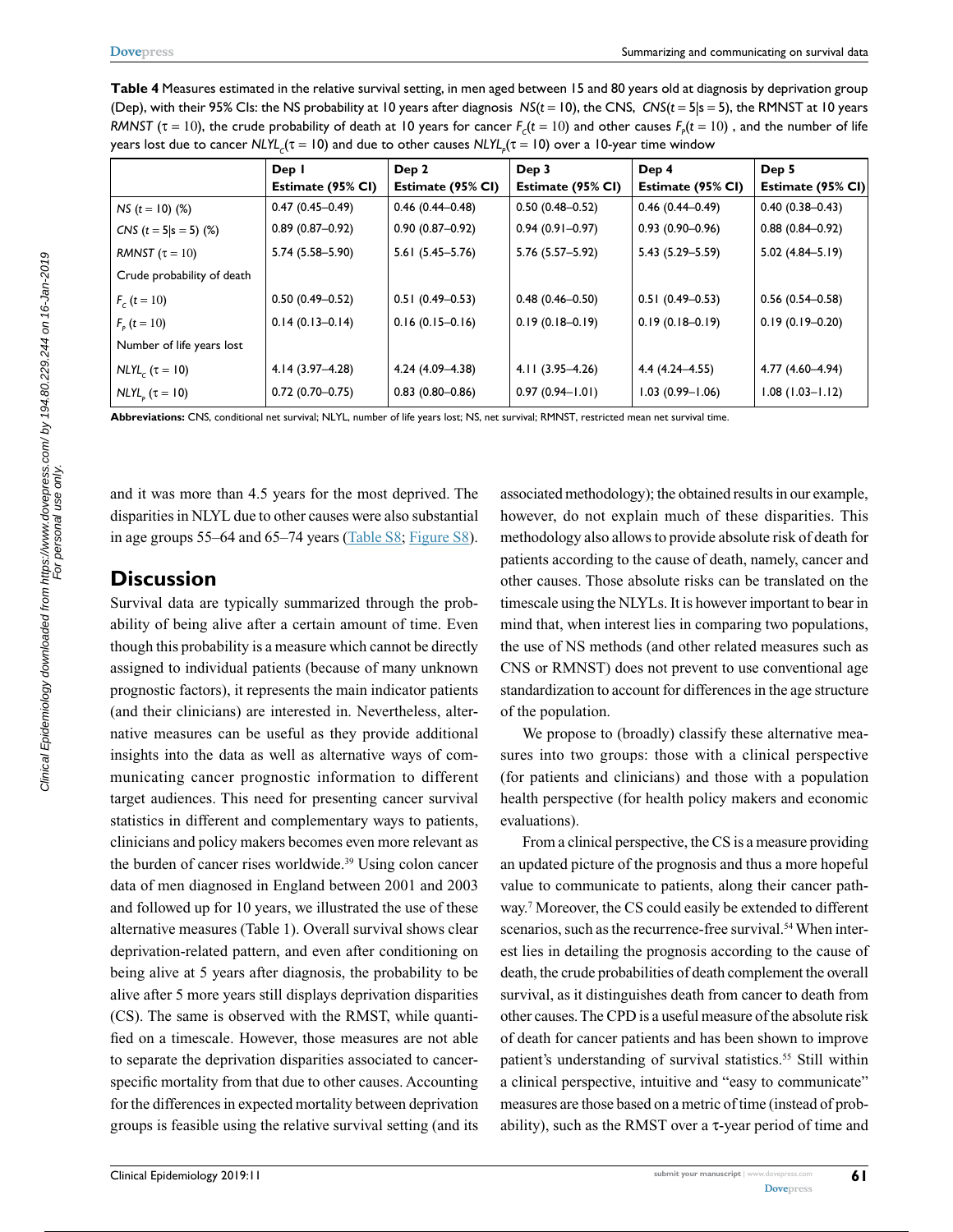**Table 4** Measures estimated in the relative survival setting, in men aged between 15 and 80 years old at diagnosis by deprivation group (Dep), with their 95% CIs: the NS probability at 10 years after diagnosis $NS(t = 10)$, the CNS, $CNS(t = 5|s = 5)$, the RMNST at 10 years $RMNST$ ($\tau = 10$), the crude probability of death at 10 years for cancer $F_c(t = 10)$ and other causes $F_p(t = 10)$, and the number of life years lost due to cancer $NLYL_c(\tau = 10)$ and due to other causes $NLYL_p(\tau = 10)$ over a 10-year time window

| | Dep 1<br>Estimate (95% CI) | Dep 2<br>Estimate (95% CI) | Dep 3<br>Estimate (95% CI) | Dep 4<br>Estimate (95% CI) | Dep 5<br>Estimate (95% CI) |
|---|---|---|---|---|---|
| $NS$ ($t = 10$) (%) | 0.47 (0.45–0.49) | 0.46 (0.44–0.48) | 0.50 (0.48–0.52) | 0.46 (0.44–0.49) | 0.40 (0.38–0.43) |
| $CNS$ ($t = 5\|s = 5$) (%) | 0.89 (0.87–0.92) | 0.90 (0.87–0.92) | 0.94 (0.91–0.97) | 0.93 (0.90–0.96) | 0.88 (0.84–0.92) |
| $RMNST$ ($\tau = 10$) | 5.74 (5.58–5.90) | 5.61 (5.45–5.76) | 5.76 (5.57–5.92) | 5.43 (5.29–5.59) | 5.02 (4.84–5.19) |
| Crude probability of death | | | | | |
| $F_c$ ($t = 10$) | 0.50 (0.49–0.52) | 0.51 (0.49–0.53) | 0.48 (0.46–0.50) | 0.51 (0.49–0.53) | 0.56 (0.54–0.58) |
| $F_p$ ($t = 10$) | 0.14 (0.13–0.14) | 0.16 (0.15–0.16) | 0.19 (0.18–0.19) | 0.19 (0.18–0.19) | 0.19 (0.19–0.20) |
| Number of life years lost | | | | | |
| $NLYL_c$ ($\tau = 10$) | 4.14 (3.97–4.28) | 4.24 (4.09–4.38) | 4.11 (3.95–4.26) | 4.4 (4.24–4.55) | 4.77 (4.60–4.94) |
| $NLYL_p$ ($\tau = 10$) | 0.72 (0.70–0.75) | 0.83 (0.80–0.86) | 0.97 (0.94–1.01) | 1.03 (0.99–1.06) | 1.08 (1.03–1.12) |

**Abbreviations:** CNS, conditional net survival; NLYL, number of life years lost; NS, net survival; RMNST, restricted mean net survival time.

and it was more than 4.5 years for the most deprived. The disparities in NLYL due to other causes were also substantial in age groups 55–64 and 65–74 years (Table S8; Figure S8).

## Discussion

Survival data are typically summarized through the probability of being alive after a certain amount of time. Even though this probability is a measure which cannot be directly assigned to individual patients (because of many unknown prognostic factors), it represents the main indicator patients (and their clinicians) are interested in. Nevertheless, alternative measures can be useful as they provide additional insights into the data as well as alternative ways of communicating cancer prognostic information to different target audiences. This need for presenting cancer survival statistics in different and complementary ways to patients, clinicians and policy makers becomes even more relevant as the burden of cancer rises worldwide.[39] Using colon cancer data of men diagnosed in England between 2001 and 2003 and followed up for 10 years, we illustrated the use of these alternative measures (Table 1). Overall survival shows clear deprivation-related pattern, and even after conditioning on being alive at 5 years after diagnosis, the probability to be alive after 5 more years still displays deprivation disparities (CS). The same is observed with the RMST, while quantified on a timescale. However, those measures are not able to separate the deprivation disparities associated to cancer-specific mortality from that due to other causes. Accounting for the differences in expected mortality between deprivation groups is feasible using the relative survival setting (and its associated methodology); the obtained results in our example, however, do not explain much of these disparities. This methodology also allows to provide absolute risk of death for patients according to the cause of death, namely, cancer and other causes. Those absolute risks can be translated on the timescale using the NLYLs. It is however important to bear in mind that, when interest lies in comparing two populations, the use of NS methods (and other related measures such as CNS or RMNST) does not prevent to use conventional age standardization to account for differences in the age structure of the population.

We propose to (broadly) classify these alternative measures into two groups: those with a clinical perspective (for patients and clinicians) and those with a population health perspective (for health policy makers and economic evaluations).

From a clinical perspective, the CS is a measure providing an updated picture of the prognosis and thus a more hopeful value to communicate to patients, along their cancer pathway.[7] Moreover, the CS could easily be extended to different scenarios, such as the recurrence-free survival.[54] When interest lies in detailing the prognosis according to the cause of death, the crude probabilities of death complement the overall survival, as it distinguishes death from cancer to death from other causes. The CPD is a useful measure of the absolute risk of death for cancer patients and has been shown to improve patient's understanding of survival statistics.[55] Still within a clinical perspective, intuitive and "easy to communicate" measures are those based on a metric of time (instead of probability), such as the RMST over a τ-year period of time and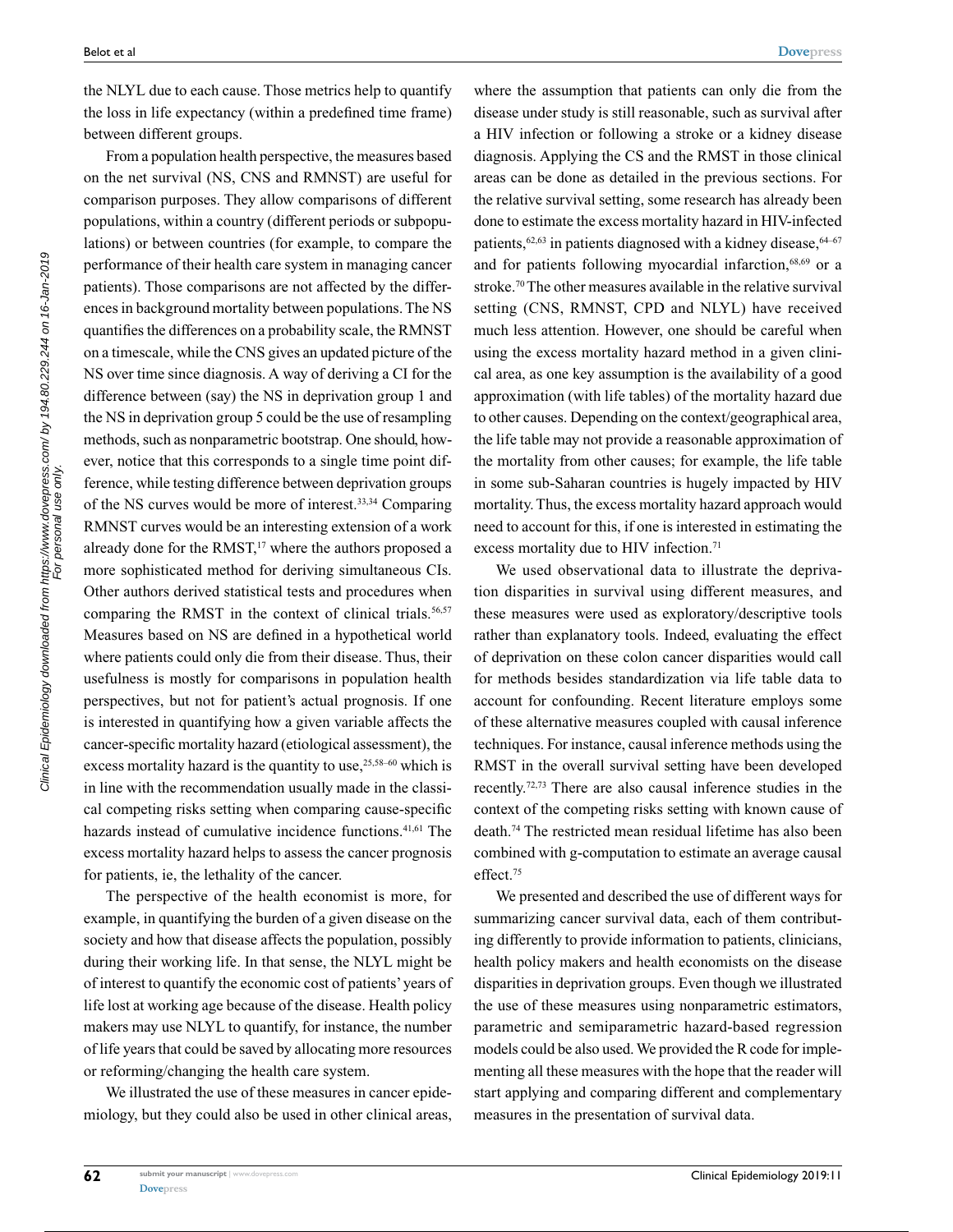the NLYL due to each cause. Those metrics help to quantify the loss in life expectancy (within a predefined time frame) between different groups.

From a population health perspective, the measures based on the net survival (NS, CNS and RMNST) are useful for comparison purposes. They allow comparisons of different populations, within a country (different periods or subpopulations) or between countries (for example, to compare the performance of their health care system in managing cancer patients). Those comparisons are not affected by the differences in background mortality between populations. The NS quantifies the differences on a probability scale, the RMNST on a timescale, while the CNS gives an updated picture of the NS over time since diagnosis. A way of deriving a CI for the difference between (say) the NS in deprivation group 1 and the NS in deprivation group 5 could be the use of resampling methods, such as nonparametric bootstrap. One should, however, notice that this corresponds to a single time point difference, while testing difference between deprivation groups of the NS curves would be more of interest.[33,34] Comparing RMNST curves would be an interesting extension of a work already done for the RMST,[17] where the authors proposed a more sophisticated method for deriving simultaneous CIs. Other authors derived statistical tests and procedures when comparing the RMST in the context of clinical trials.[56,57] Measures based on NS are defined in a hypothetical world where patients could only die from their disease. Thus, their usefulness is mostly for comparisons in population health perspectives, but not for patient's actual prognosis. If one is interested in quantifying how a given variable affects the cancer-specific mortality hazard (etiological assessment), the excess mortality hazard is the quantity to use,[25,58–60] which is in line with the recommendation usually made in the classical competing risks setting when comparing cause-specific hazards instead of cumulative incidence functions.[41,61] The excess mortality hazard helps to assess the cancer prognosis for patients, ie, the lethality of the cancer.

The perspective of the health economist is more, for example, in quantifying the burden of a given disease on the society and how that disease affects the population, possibly during their working life. In that sense, the NLYL might be of interest to quantify the economic cost of patients' years of life lost at working age because of the disease. Health policy makers may use NLYL to quantify, for instance, the number of life years that could be saved by allocating more resources or reforming/changing the health care system.

We illustrated the use of these measures in cancer epidemiology, but they could also be used in other clinical areas, where the assumption that patients can only die from the disease under study is still reasonable, such as survival after a HIV infection or following a stroke or a kidney disease diagnosis. Applying the CS and the RMST in those clinical areas can be done as detailed in the previous sections. For the relative survival setting, some research has already been done to estimate the excess mortality hazard in HIV-infected patients,[62,63] in patients diagnosed with a kidney disease,[64–67] and for patients following myocardial infarction,[68,69] or a stroke.[70] The other measures available in the relative survival setting (CNS, RMNST, CPD and NLYL) have received much less attention. However, one should be careful when using the excess mortality hazard method in a given clinical area, as one key assumption is the availability of a good approximation (with life tables) of the mortality hazard due to other causes. Depending on the context/geographical area, the life table may not provide a reasonable approximation of the mortality from other causes; for example, the life table in some sub-Saharan countries is hugely impacted by HIV mortality. Thus, the excess mortality hazard approach would need to account for this, if one is interested in estimating the excess mortality due to HIV infection.[71]

We used observational data to illustrate the deprivation disparities in survival using different measures, and these measures were used as exploratory/descriptive tools rather than explanatory tools. Indeed, evaluating the effect of deprivation on these colon cancer disparities would call for methods besides standardization via life table data to account for confounding. Recent literature employs some of these alternative measures coupled with causal inference techniques. For instance, causal inference methods using the RMST in the overall survival setting have been developed recently.[72,73] There are also causal inference studies in the context of the competing risks setting with known cause of death.[74] The restricted mean residual lifetime has also been combined with g-computation to estimate an average causal effect.[75]

We presented and described the use of different ways for summarizing cancer survival data, each of them contributing differently to provide information to patients, clinicians, health policy makers and health economists on the disease disparities in deprivation groups. Even though we illustrated the use of these measures using nonparametric estimators, parametric and semiparametric hazard-based regression models could be also used. We provided the R code for implementing all these measures with the hope that the reader will start applying and comparing different and complementary measures in the presentation of survival data.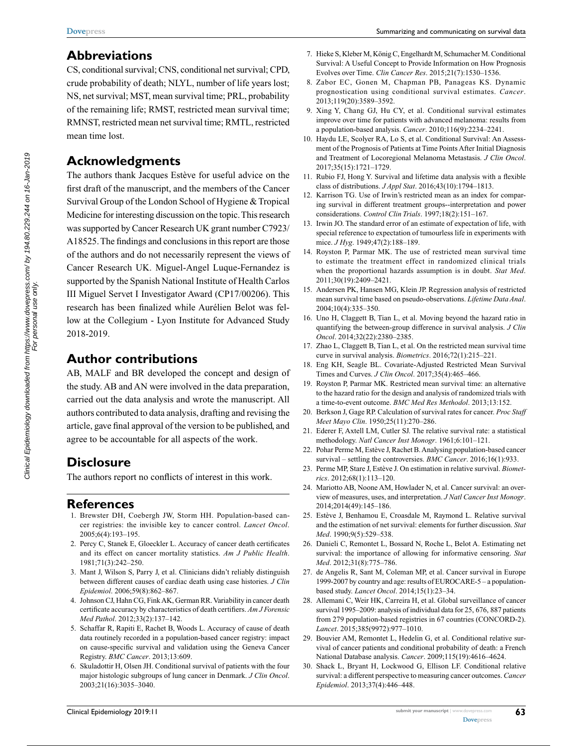## Abbreviations

CS, conditional survival; CNS, conditional net survival; CPD, crude probability of death; NLYL, number of life years lost; NS, net survival; MST, mean survival time; PRL, probability of the remaining life; RMST, restricted mean survival time; RMNST, restricted mean net survival time; RMTL, restricted mean time lost.

## Acknowledgments

The authors thank Jacques Estève for useful advice on the first draft of the manuscript, and the members of the Cancer Survival Group of the London School of Hygiene & Tropical Medicine for interesting discussion on the topic. This research was supported by Cancer Research UK grant number C7923/A18525. The findings and conclusions in this report are those of the authors and do not necessarily represent the views of Cancer Research UK. Miguel-Angel Luque-Fernandez is supported by the Spanish National Institute of Health Carlos III Miguel Servet I Investigator Award (CP17/00206). This research has been finalized while Aurélien Belot was fellow at the Collegium - Lyon Institute for Advanced Study 2018-2019.

## Author contributions

AB, MALF and BR developed the concept and design of the study. AB and AN were involved in the data preparation, carried out the data analysis and wrote the manuscript. All authors contributed to data analysis, drafting and revising the article, gave final approval of the version to be published, and agree to be accountable for all aspects of the work.

## Disclosure

The authors report no conflicts of interest in this work.

## References

1. Brewster DH, Coebergh JW, Storm HH. Population-based cancer registries: the invisible key to cancer control. *Lancet Oncol*. 2005;6(4):193–195.
2. Percy C, Stanek E, Gloeckler L. Accuracy of cancer death certificates and its effect on cancer mortality statistics. *Am J Public Health*. 1981;71(3):242–250.
3. Mant J, Wilson S, Parry J, et al. Clinicians didn't reliably distinguish between different causes of cardiac death using case histories. *J Clin Epidemiol*. 2006;59(8):862–867.
4. Johnson CJ, Hahn CG, Fink AK, German RR. Variability in cancer death certificate accuracy by characteristics of death certifiers. *Am J Forensic Med Pathol*. 2012;33(2):137–142.
5. Schaffar R, Rapiti E, Rachet B, Woods L. Accuracy of cause of death data routinely recorded in a population-based cancer registry: impact on cause-specific survival and validation using the Geneva Cancer Registry. *BMC Cancer*. 2013;13:609.
6. Skuladottir H, Olsen JH. Conditional survival of patients with the four major histologic subgroups of lung cancer in Denmark. *J Clin Oncol*. 2003;21(16):3035–3040.
7. Hieke S, Kleber M, König C, Engelhardt M, Schumacher M. Conditional Survival: A Useful Concept to Provide Information on How Prognosis Evolves over Time. *Clin Cancer Res*. 2015;21(7):1530–1536.
8. Zabor EC, Gonen M, Chapman PB, Panageas KS. Dynamic prognostication using conditional survival estimates. *Cancer*. 2013;119(20):3589–3592.
9. Xing Y, Chang GJ, Hu CY, et al. Conditional survival estimates improve over time for patients with advanced melanoma: results from a population-based analysis. *Cancer*. 2010;116(9):2234–2241.
10. Haydu LE, Scolyer RA, Lo S, et al. Conditional Survival: An Assessment of the Prognosis of Patients at Time Points After Initial Diagnosis and Treatment of Locoregional Melanoma Metastasis. *J Clin Oncol*. 2017;35(15):1721–1729.
11. Rubio FJ, Hong Y. Survival and lifetime data analysis with a flexible class of distributions. *J Appl Stat*. 2016;43(10):1794–1813.
12. Karrison TG. Use of Irwin's restricted mean as an index for comparing survival in different treatment groups--interpretation and power considerations. *Control Clin Trials*. 1997;18(2):151–167.
13. Irwin JO. The standard error of an estimate of expectation of life, with special reference to expectation of tumourless life in experiments with mice. *J Hyg*. 1949;47(2):188–189.
14. Royston P, Parmar MK. The use of restricted mean survival time to estimate the treatment effect in randomized clinical trials when the proportional hazards assumption is in doubt. *Stat Med*. 2011;30(19):2409–2421.
15. Andersen PK, Hansen MG, Klein JP. Regression analysis of restricted mean survival time based on pseudo-observations. *Lifetime Data Anal*. 2004;10(4):335–350.
16. Uno H, Claggett B, Tian L, et al. Moving beyond the hazard ratio in quantifying the between-group difference in survival analysis. *J Clin Oncol*. 2014;32(22):2380–2385.
17. Zhao L, Claggett B, Tian L, et al. On the restricted mean survival time curve in survival analysis. *Biometrics*. 2016;72(1):215–221.
18. Eng KH, Seagle BL. Covariate-Adjusted Restricted Mean Survival Times and Curves. *J Clin Oncol*. 2017;35(4):465–466.
19. Royston P, Parmar MK. Restricted mean survival time: an alternative to the hazard ratio for the design and analysis of randomized trials with a time-to-event outcome. *BMC Med Res Methodol*. 2013;13:152.
20. Berkson J, Gage RP. Calculation of survival rates for cancer. *Proc Staff Meet Mayo Clin*. 1950;25(11):270–286.
21. Ederer F, Axtell LM, Cutler SJ. The relative survival rate: a statistical methodology. *Natl Cancer Inst Monogr*. 1961;6:101–121.
22. Pohar Perme M, Estève J, Rachet B. Analysing population-based cancer survival – settling the controversies. *BMC Cancer*. 2016;16(1):933.
23. Perme MP, Stare J, Estève J. On estimation in relative survival. *Biometrics*. 2012;68(1):113–120.
24. Mariotto AB, Noone AM, Howlader N, et al. Cancer survival: an overview of measures, uses, and interpretation. *J Natl Cancer Inst Monogr*. 2014;2014(49):145–186.
25. Estève J, Benhamou E, Croasdale M, Raymond L. Relative survival and the estimation of net survival: elements for further discussion. *Stat Med*. 1990;9(5):529–538.
26. Danieli C, Remontet L, Bossard N, Roche L, Belot A. Estimating net survival: the importance of allowing for informative censoring. *Stat Med*. 2012;31(8):775–786.
27. de Angelis R, Sant M, Coleman MP, et al. Cancer survival in Europe 1999-2007 by country and age: results of EUROCARE-5 – a population-based study. *Lancet Oncol*. 2014;15(1):23–34.
28. Allemani C, Weir HK, Carreira H, et al. Global surveillance of cancer survival 1995–2009: analysis of individual data for 25, 676, 887 patients from 279 population-based registries in 67 countries (CONCORD-2). *Lancet*. 2015;385(9972):977–1010.
29. Bouvier AM, Remontet L, Hedelin G, et al. Conditional relative survival of cancer patients and conditional probability of death: a French National Database analysis. *Cancer*. 2009;115(19):4616–4624.
30. Shack L, Bryant H, Lockwood G, Ellison LF. Conditional relative survival: a different perspective to measuring cancer outcomes. *Cancer Epidemiol*. 2013;37(4):446–448.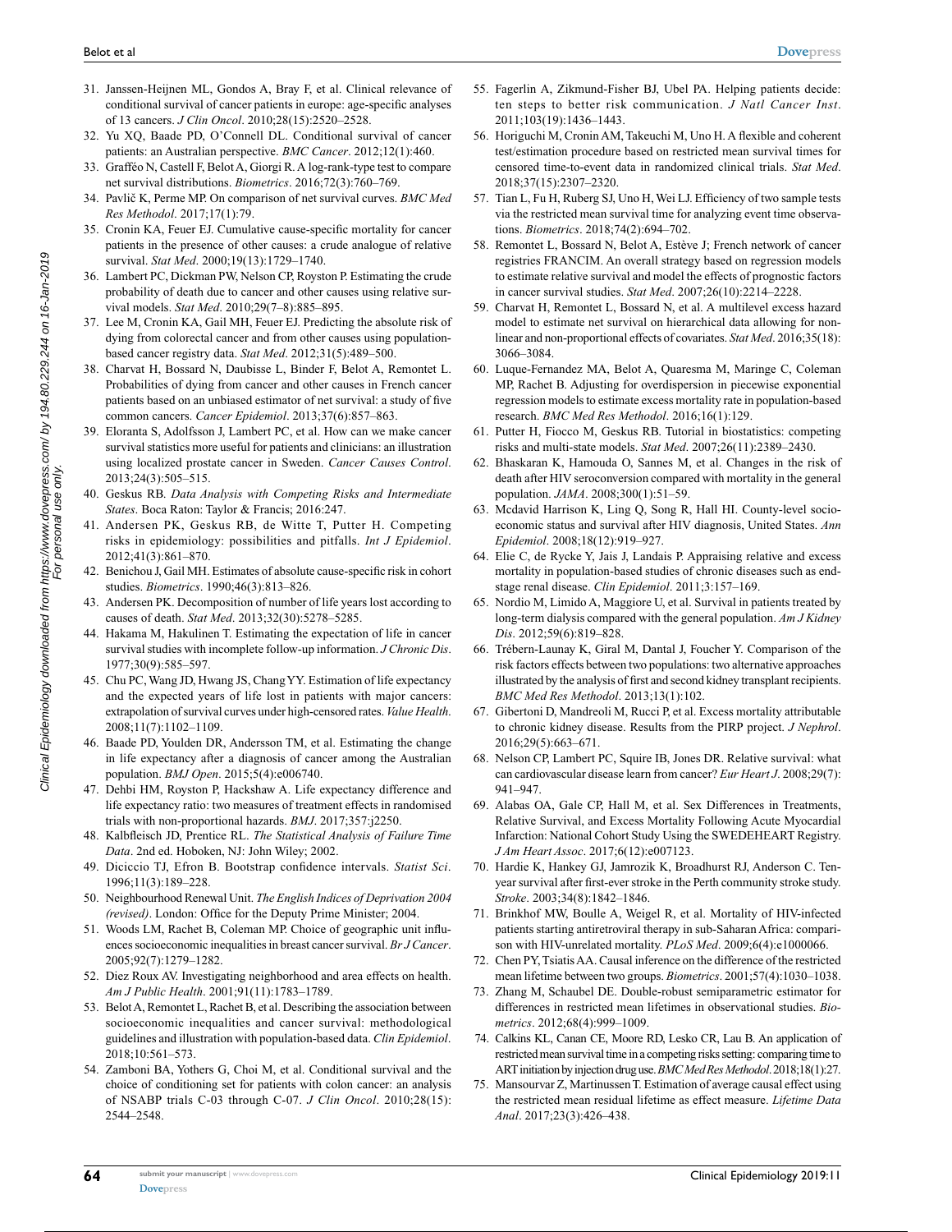31. Janssen-Heijnen ML, Gondos A, Bray F, et al. Clinical relevance of conditional survival of cancer patients in europe: age-specific analyses of 13 cancers. *J Clin Oncol*. 2010;28(15):2520–2528.
32. Yu XQ, Baade PD, O'Connell DL. Conditional survival of cancer patients: an Australian perspective. *BMC Cancer*. 2012;12(1):460.
33. Graffeo N, Castell F, Belot A, Giorgi R. A log-rank-type test to compare net survival distributions. *Biometrics*. 2016;72(3):760–769.
34. Pavlič K, Perme MP. On comparison of net survival curves. *BMC Med Res Methodol*. 2017;17(1):79.
35. Cronin KA, Feuer EJ. Cumulative cause-specific mortality for cancer patients in the presence of other causes: a crude analogue of relative survival. *Stat Med*. 2000;19(13):1729–1740.
36. Lambert PC, Dickman PW, Nelson CP, Royston P. Estimating the crude probability of death due to cancer and other causes using relative survival models. *Stat Med*. 2010;29(7–8):885–895.
37. Lee M, Cronin KA, Gail MH, Feuer EJ. Predicting the absolute risk of dying from colorectal cancer and from other causes using population-based cancer registry data. *Stat Med*. 2012;31(5):489–500.
38. Charvat H, Bossard N, Daubisse L, Binder F, Belot A, Remontet L. Probabilities of dying from cancer and other causes in French cancer patients based on an unbiased estimator of net survival: a study of five common cancers. *Cancer Epidemiol*. 2013;37(6):857–863.
39. Eloranta S, Adolfsson J, Lambert PC, et al. How can we make cancer survival statistics more useful for patients and clinicians: an illustration using localized prostate cancer in Sweden. *Cancer Causes Control*. 2013;24(3):505–515.
40. Geskus RB. *Data Analysis with Competing Risks and Intermediate States*. Boca Raton: Taylor & Francis; 2016:247.
41. Andersen PK, Geskus RB, de Witte T, Putter H. Competing risks in epidemiology: possibilities and pitfalls. *Int J Epidemiol*. 2012;41(3):861–870.
42. Benichou J, Gail MH. Estimates of absolute cause-specific risk in cohort studies. *Biometrics*. 1990;46(3):813–826.
43. Andersen PK. Decomposition of number of life years lost according to causes of death. *Stat Med*. 2013;32(30):5278–5285.
44. Hakama M, Hakulinen T. Estimating the expectation of life in cancer survival studies with incomplete follow-up information. *J Chronic Dis*. 1977;30(9):585–597.
45. Chu PC, Wang JD, Hwang JS, Chang YY. Estimation of life expectancy and the expected years of life lost in patients with major cancers: extrapolation of survival curves under high-censored rates. *Value Health*. 2008;11(7):1102–1109.
46. Baade PD, Youlden DR, Andersson TM, et al. Estimating the change in life expectancy after a diagnosis of cancer among the Australian population. *BMJ Open*. 2015;5(4):e006740.
47. Dehbi HM, Royston P, Hackshaw A. Life expectancy difference and life expectancy ratio: two measures of treatment effects in randomised trials with non-proportional hazards. *BMJ*. 2017;357:j2250.
48. Kalbfleisch JD, Prentice RL. *The Statistical Analysis of Failure Time Data*. 2nd ed. Hoboken, NJ: John Wiley; 2002.
49. Diciccio TJ, Efron B. Bootstrap confidence intervals. *Statist Sci*. 1996;11(3):189–228.
50. Neighbourhood Renewal Unit. *The English Indices of Deprivation 2004 (revised)*. London: Office for the Deputy Prime Minister; 2004.
51. Woods LM, Rachet B, Coleman MP. Choice of geographic unit influences socioeconomic inequalities in breast cancer survival. *Br J Cancer*. 2005;92(7):1279–1282.
52. Diez Roux AV. Investigating neighborhood and area effects on health. *Am J Public Health*. 2001;91(11):1783–1789.
53. Belot A, Remontet L, Rachet B, et al. Describing the association between socioeconomic inequalities and cancer survival: methodological guidelines and illustration with population-based data. *Clin Epidemiol*. 2018;10:561–573.
54. Zamboni BA, Yothers G, Choi M, et al. Conditional survival and the choice of conditioning set for patients with colon cancer: an analysis of NSABP trials C-03 through C-07. *J Clin Oncol*. 2010;28(15):2544–2548.
55. Fagerlin A, Zikmund-Fisher BJ, Ubel PA. Helping patients decide: ten steps to better risk communication. *J Natl Cancer Inst*. 2011;103(19):1436–1443.
56. Horiguchi M, Cronin AM, Takeuchi M, Uno H. A flexible and coherent test/estimation procedure based on restricted mean survival times for censored time-to-event data in randomized clinical trials. *Stat Med*. 2018;37(15):2307–2320.
57. Tian L, Fu H, Ruberg SJ, Uno H, Wei LJ. Efficiency of two sample tests via the restricted mean survival time for analyzing event time observations. *Biometrics*. 2018;74(2):694–702.
58. Remontet L, Bossard N, Belot A, Estève J; French network of cancer registries FRANCIM. An overall strategy based on regression models to estimate relative survival and model the effects of prognostic factors in cancer survival studies. *Stat Med*. 2007;26(10):2214–2228.
59. Charvat H, Remontet L, Bossard N, et al. A multilevel excess hazard model to estimate net survival on hierarchical data allowing for non-linear and non-proportional effects of covariates. *Stat Med*. 2016;35(18):3066–3084.
60. Luque-Fernandez MA, Belot A, Quaresma M, Maringe C, Coleman MP, Rachet B. Adjusting for overdispersion in piecewise exponential regression models to estimate excess mortality rate in population-based research. *BMC Med Res Methodol*. 2016;16(1):129.
61. Putter H, Fiocco M, Geskus RB. Tutorial in biostatistics: competing risks and multi-state models. *Stat Med*. 2007;26(11):2389–2430.
62. Bhaskaran K, Hamouda O, Sannes M, et al. Changes in the risk of death after HIV seroconversion compared with mortality in the general population. *JAMA*. 2008;300(1):51–59.
63. Mcdavid Harrison K, Ling Q, Song R, Hall HI. County-level socioeconomic status and survival after HIV diagnosis, United States. *Ann Epidemiol*. 2008;18(12):919–927.
64. Elie C, de Rycke Y, Jais J, Landais P. Appraising relative and excess mortality in population-based studies of chronic diseases such as end-stage renal disease. *Clin Epidemiol*. 2011;3:157–169.
65. Nordio M, Limido A, Maggiore U, et al. Survival in patients treated by long-term dialysis compared with the general population. *Am J Kidney Dis*. 2012;59(6):819–828.
66. Trébern-Launay K, Giral M, Dantal J, Foucher Y. Comparison of the risk factors effects between two populations: two alternative approaches illustrated by the analysis of first and second kidney transplant recipients. *BMC Med Res Methodol*. 2013;13(1):102.
67. Gibertoni D, Mandreoli M, Rucci P, et al. Excess mortality attributable to chronic kidney disease. Results from the PIRP project. *J Nephrol*. 2016;29(5):663–671.
68. Nelson CP, Lambert PC, Squire IB, Jones DR. Relative survival: what can cardiovascular disease learn from cancer? *Eur Heart J*. 2008;29(7):941–947.
69. Alabas OA, Gale CP, Hall M, et al. Sex Differences in Treatments, Relative Survival, and Excess Mortality Following Acute Myocardial Infarction: National Cohort Study Using the SWEDEHEART Registry. *J Am Heart Assoc*. 2017;6(12):e007123.
70. Hardie K, Hankey GJ, Jamrozik K, Broadhurst RJ, Anderson C. Ten-year survival after first-ever stroke in the Perth community stroke study. *Stroke*. 2003;34(8):1842–1846.
71. Brinkhof MW, Boulle A, Weigel R, et al. Mortality of HIV-infected patients starting antiretroviral therapy in sub-Saharan Africa: comparison with HIV-unrelated mortality. *PLoS Med*. 2009;6(4):e1000066.
72. Chen PY, Tsiatis AA. Causal inference on the difference of the restricted mean lifetime between two groups. *Biometrics*. 2001;57(4):1030–1038.
73. Zhang M, Schaubel DE. Double-robust semiparametric estimator for differences in restricted mean lifetimes in observational studies. *Biometrics*. 2012;68(4):999–1009.
74. Calkins KL, Canan CE, Moore RD, Lesko CR, Lau B. An application of restricted mean survival time in a competing risks setting: comparing time to ART initiation by injection drug use. *BMC Med Res Methodol*. 2018;18(1):27.
75. Mansourvar Z, Martinussen T. Estimation of average causal effect using the restricted mean residual lifetime as effect measure. *Lifetime Data Anal*. 2017;23(3):426–438.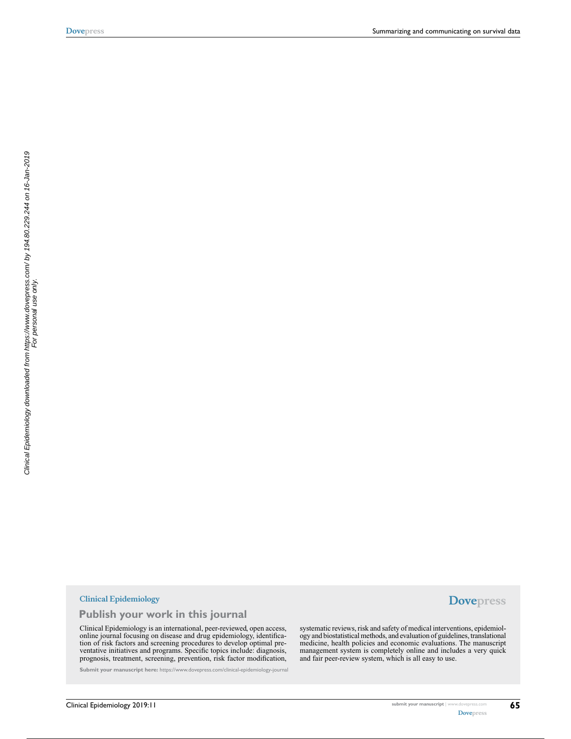**Clinical Epidemiology**

**Dovepress**

## Publish your work in this journal

Clinical Epidemiology is an international, peer-reviewed, open access, online journal focusing on disease and drug epidemiology, identification of risk factors and screening procedures to develop optimal preventative initiatives and programs. Specific topics include: diagnosis, prognosis, treatment, screening, prevention, risk factor modification, systematic reviews, risk and safety of medical interventions, epidemiology and biostatistical methods, and evaluation of guidelines, translational medicine, health policies and economic evaluations. The manuscript management system is completely online and includes a very quick and fair peer-review system, which is all easy to use.

**Submit your manuscript here:** https://www.dovepress.com/clinical-epidemiology-journal